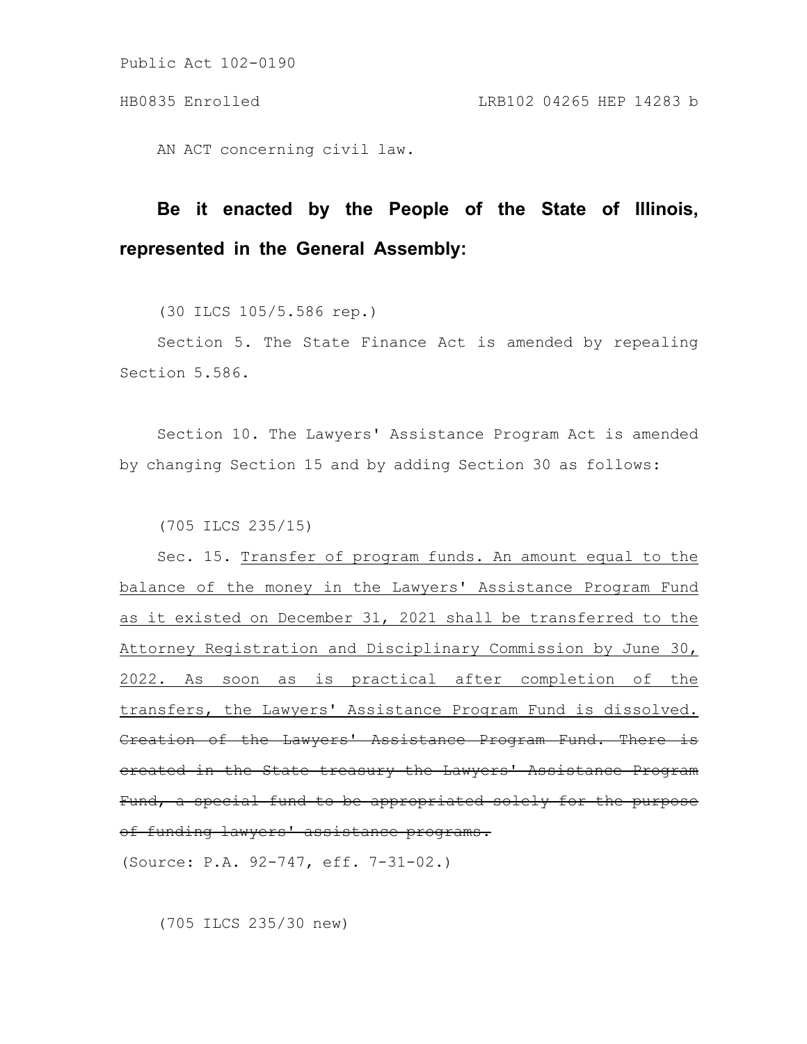AN ACT concerning civil law.

**Be it enacted by the People of the State of Illinois, represented in the General Assembly:**

(30 ILCS 105/5.586 rep.)

Section 5. The State Finance Act is amended by repealing Section 5.586.

Section 10. The Lawyers' Assistance Program Act is amended by changing Section 15 and by adding Section 30 as follows:

(705 ILCS 235/15)

Sec. 15. <u>Transfer of program funds. An amount equal to the balance of the money in the Lawyers' Assistance Program Fund as it existed on December 31, 2021 shall be transferred to the Attorney Registration and Disciplinary Commission by June 30, 2022. As soon as is practical after completion of the transfers, the Lawyers' Assistance Program Fund is dissolved.</u> ~~Creation of the Lawyers' Assistance Program Fund. There is created in the State treasury the Lawyers' Assistance Program Fund, a special fund to be appropriated solely for the purpose of funding lawyers' assistance programs.~~

(Source: P.A. 92-747, eff. 7-31-02.)

(705 ILCS 235/30 new)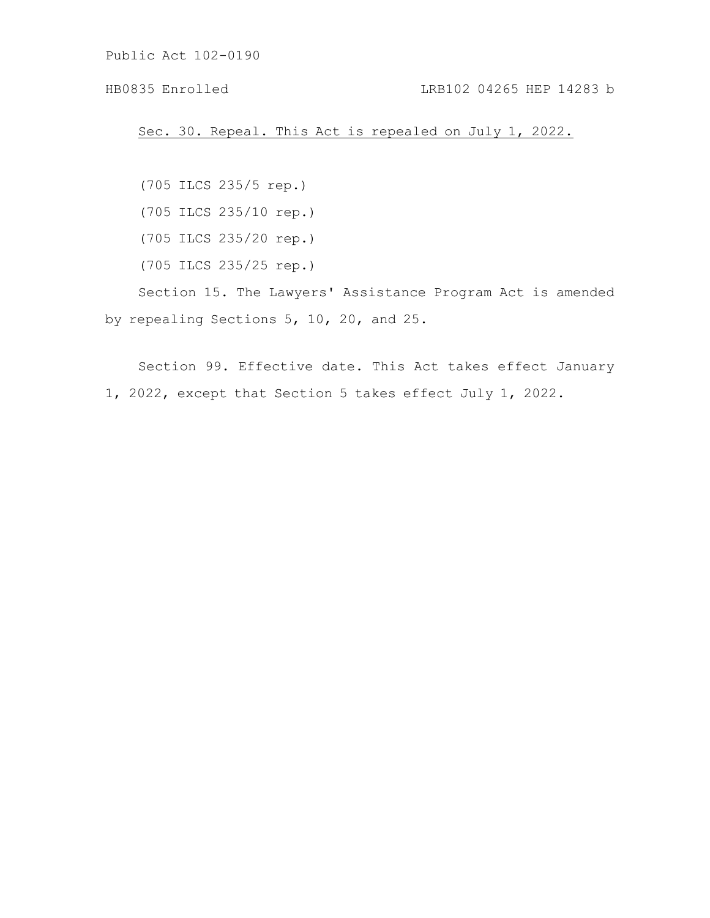Sec. 30. Repeal. This Act is repealed on July 1, 2022.

(705 ILCS 235/5 rep.)

(705 ILCS 235/10 rep.)

(705 ILCS 235/20 rep.)

(705 ILCS 235/25 rep.)

Section 15. The Lawyers' Assistance Program Act is amended by repealing Sections 5, 10, 20, and 25.

Section 99. Effective date. This Act takes effect January 1, 2022, except that Section 5 takes effect July 1, 2022.